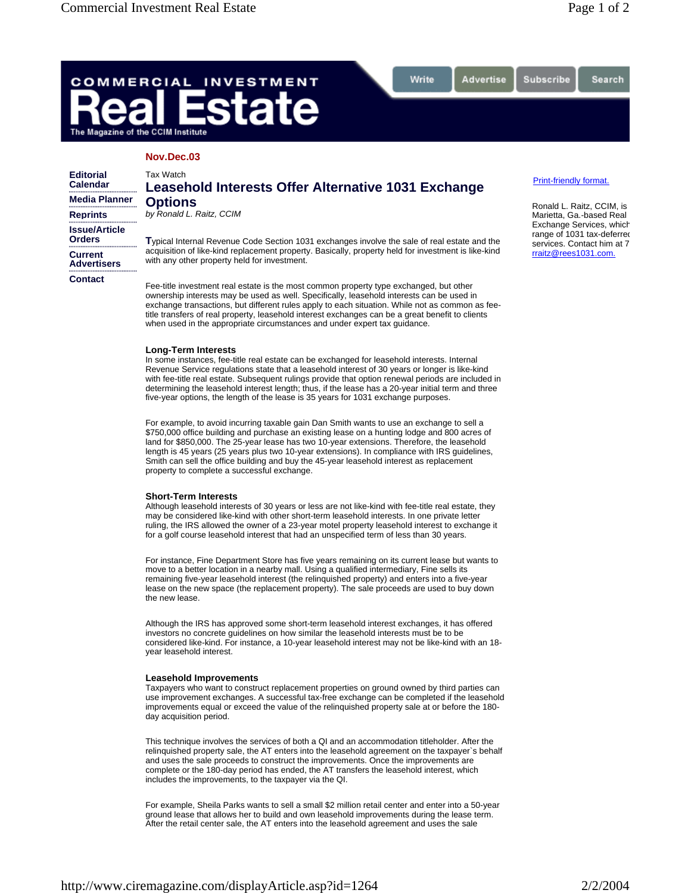**Nov.Dec.03**

Tax Watch

# Leasehold Interests Offer Alternative 1031 Exchange Options

*by Ronald L. Raitz, CCIM*

Ronald L. Raitz, CCIM, is Marietta, Ga.-based Real Exchange Services, which range of 1031 tax-deferred services. Contact him at 7 rraitz@rees1031.com.

Typical Internal Revenue Code Section 1031 exchanges involve the sale of real estate and the acquisition of like-kind replacement property. Basically, property held for investment is like-kind with any other property held for investment.

Fee-title investment real estate is the most common property type exchanged, but other ownership interests may be used as well. Specifically, leasehold interests can be used in exchange transactions, but different rules apply to each situation. While not as common as fee-title transfers of real property, leasehold interest exchanges can be a great benefit to clients when used in the appropriate circumstances and under expert tax guidance.

### Long-Term Interests

In some instances, fee-title real estate can be exchanged for leasehold interests. Internal Revenue Service regulations state that a leasehold interest of 30 years or longer is like-kind with fee-title real estate. Subsequent rulings provide that option renewal periods are included in determining the leasehold interest length; thus, if the lease has a 20-year initial term and three five-year options, the length of the lease is 35 years for 1031 exchange purposes.

For example, to avoid incurring taxable gain Dan Smith wants to use an exchange to sell a $750,000 office building and purchase an existing lease on a hunting lodge and 800 acres of land for $850,000. The 25-year lease has two 10-year extensions. Therefore, the leasehold length is 45 years (25 years plus two 10-year extensions). In compliance with IRS guidelines, Smith can sell the office building and buy the 45-year leasehold interest as replacement property to complete a successful exchange.

### Short-Term Interests

Although leasehold interests of 30 years or less are not like-kind with fee-title real estate, they may be considered like-kind with other short-term leasehold interests. In one private letter ruling, the IRS allowed the owner of a 23-year motel property leasehold interest to exchange it for a golf course leasehold interest that had an unspecified term of less than 30 years.

For instance, Fine Department Store has five years remaining on its current lease but wants to move to a better location in a nearby mall. Using a qualified intermediary, Fine sells its remaining five-year leasehold interest (the relinquished property) and enters into a five-year lease on the new space (the replacement property). The sale proceeds are used to buy down the new lease.

Although the IRS has approved some short-term leasehold interest exchanges, it has offered investors no concrete guidelines on how similar the leasehold interests must be to be considered like-kind. For instance, a 10-year leasehold interest may not be like-kind with an 18-year leasehold interest.

### Leasehold Improvements

Taxpayers who want to construct replacement properties on ground owned by third parties can use improvement exchanges. A successful tax-free exchange can be completed if the leasehold improvements equal or exceed the value of the relinquished property sale at or before the 180-day acquisition period.

This technique involves the services of both a QI and an accommodation titleholder. After the relinquished property sale, the AT enters into the leasehold agreement on the taxpayer`s behalf and uses the sale proceeds to construct the improvements. Once the improvements are complete or the 180-day period has ended, the AT transfers the leasehold interest, which includes the improvements, to the taxpayer via the QI.

For example, Sheila Parks wants to sell a small $2 million retail center and enter into a 50-year ground lease that allows her to build and own leasehold improvements during the lease term. After the retail center sale, the AT enters into the leasehold agreement and uses the sale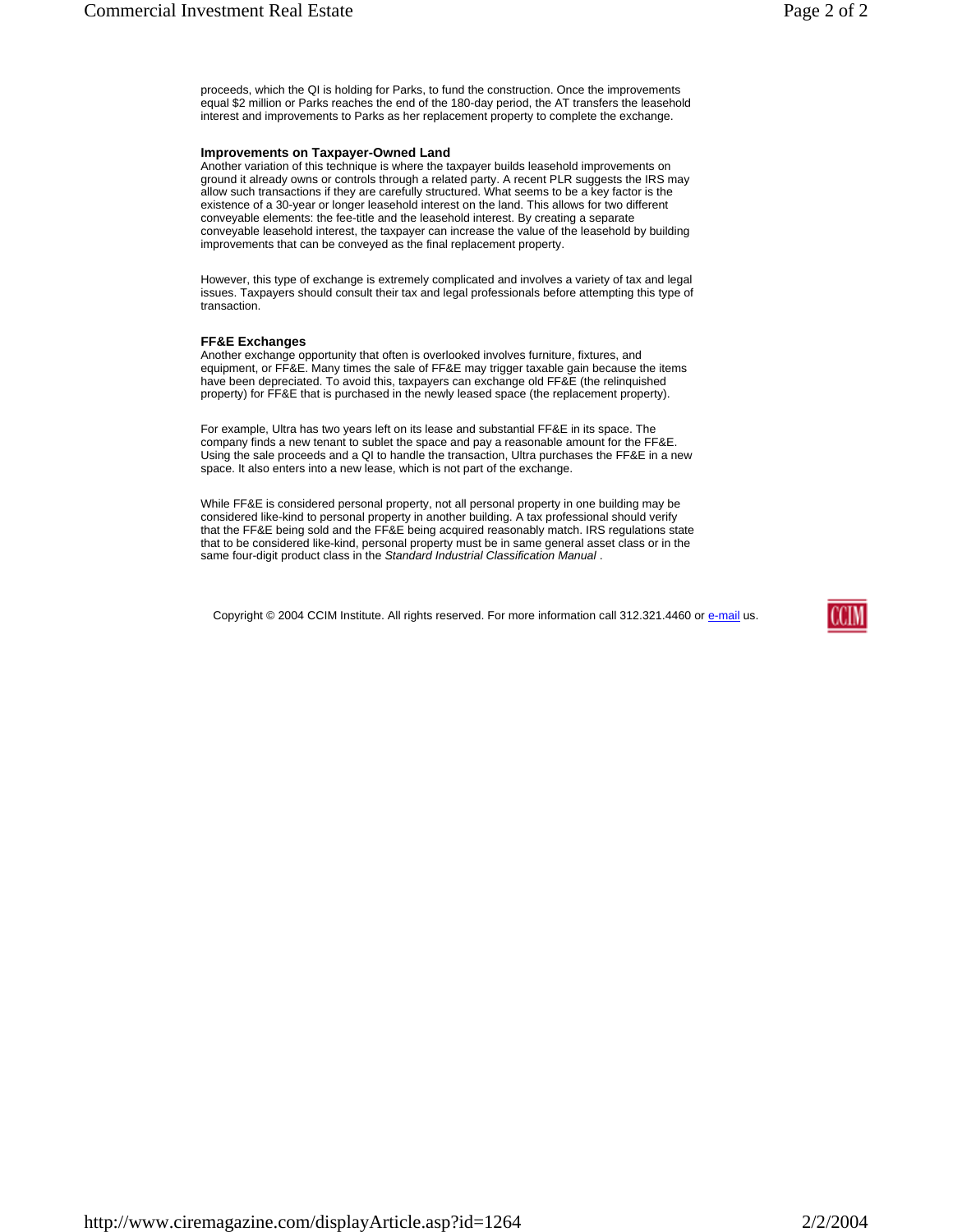proceeds, which the QI is holding for Parks, to fund the construction. Once the improvements equal $2 million or Parks reaches the end of the 180-day period, the AT transfers the leasehold interest and improvements to Parks as her replacement property to complete the exchange.

**Improvements on Taxpayer-Owned Land**

Another variation of this technique is where the taxpayer builds leasehold improvements on ground it already owns or controls through a related party. A recent PLR suggests the IRS may allow such transactions if they are carefully structured. What seems to be a key factor is the existence of a 30-year or longer leasehold interest on the land. This allows for two different conveyable elements: the fee-title and the leasehold interest. By creating a separate conveyable leasehold interest, the taxpayer can increase the value of the leasehold by building improvements that can be conveyed as the final replacement property.

However, this type of exchange is extremely complicated and involves a variety of tax and legal issues. Taxpayers should consult their tax and legal professionals before attempting this type of transaction.

**FF&E Exchanges**

Another exchange opportunity that often is overlooked involves furniture, fixtures, and equipment, or FF&E. Many times the sale of FF&E may trigger taxable gain because the items have been depreciated. To avoid this, taxpayers can exchange old FF&E (the relinquished property) for FF&E that is purchased in the newly leased space (the replacement property).

For example, Ultra has two years left on its lease and substantial FF&E in its space. The company finds a new tenant to sublet the space and pay a reasonable amount for the FF&E. Using the sale proceeds and a QI to handle the transaction, Ultra purchases the FF&E in a new space. It also enters into a new lease, which is not part of the exchange.

While FF&E is considered personal property, not all personal property in one building may be considered like-kind to personal property in another building. A tax professional should verify that the FF&E being sold and the FF&E being acquired reasonably match. IRS regulations state that to be considered like-kind, personal property must be in same general asset class or in the same four-digit product class in the *Standard Industrial Classification Manual* .

Copyright © 2004 CCIM Institute. All rights reserved. For more information call 312.321.4460 or e-mail us.